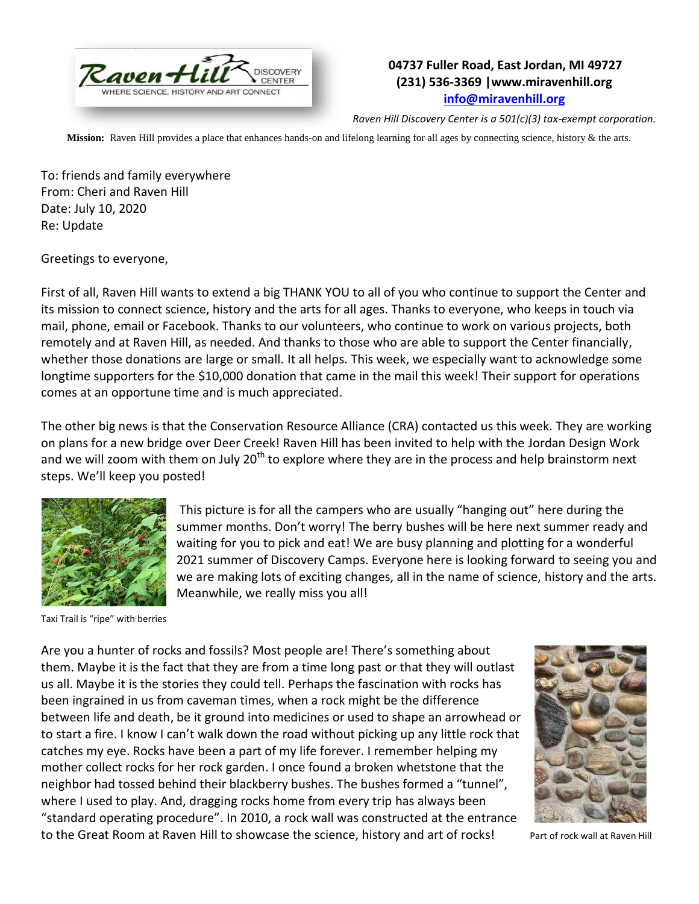Raven Hill DISCOVERY CENTER
WHERE SCIENCE, HISTORY AND ART CONNECT

**04737 Fuller Road, East Jordan, MI 49727**
**(231) 536-3369 |www.miravenhill.org**
**info@miravenhill.org**

*Raven Hill Discovery Center is a 501(c)(3) tax-exempt corporation.*

**Mission:** Raven Hill provides a place that enhances hands-on and lifelong learning for all ages by connecting science, history & the arts.

To: friends and family everywhere
From: Cheri and Raven Hill
Date: July 10, 2020
Re: Update

Greetings to everyone,

First of all, Raven Hill wants to extend a big THANK YOU to all of you who continue to support the Center and its mission to connect science, history and the arts for all ages. Thanks to everyone, who keeps in touch via mail, phone, email or Facebook. Thanks to our volunteers, who continue to work on various projects, both remotely and at Raven Hill, as needed. And thanks to those who are able to support the Center financially, whether those donations are large or small. It all helps. This week, we especially want to acknowledge some longtime supporters for the $10,000 donation that came in the mail this week! Their support for operations comes at an opportune time and is much appreciated.

The other big news is that the Conservation Resource Alliance (CRA) contacted us this week. They are working on plans for a new bridge over Deer Creek! Raven Hill has been invited to help with the Jordan Design Work and we will zoom with them on July 20th to explore where they are in the process and help brainstorm next steps. We'll keep you posted!

This picture is for all the campers who are usually "hanging out" here during the summer months. Don't worry! The berry bushes will be here next summer ready and waiting for you to pick and eat! We are busy planning and plotting for a wonderful 2021 summer of Discovery Camps. Everyone here is looking forward to seeing you and we are making lots of exciting changes, all in the name of science, history and the arts. Meanwhile, we really miss you all!

Taxi Trail is "ripe" with berries

Are you a hunter of rocks and fossils? Most people are! There's something about them. Maybe it is the fact that they are from a time long past or that they will outlast us all. Maybe it is the stories they could tell. Perhaps the fascination with rocks has been ingrained in us from caveman times, when a rock might be the difference between life and death, be it ground into medicines or used to shape an arrowhead or to start a fire. I know I can't walk down the road without picking up any little rock that catches my eye. Rocks have been a part of my life forever. I remember helping my mother collect rocks for her rock garden. I once found a broken whetstone that the neighbor had tossed behind their blackberry bushes. The bushes formed a "tunnel", where I used to play. And, dragging rocks home from every trip has always been "standard operating procedure". In 2010, a rock wall was constructed at the entrance to the Great Room at Raven Hill to showcase the science, history and art of rocks!

Part of rock wall at Raven Hill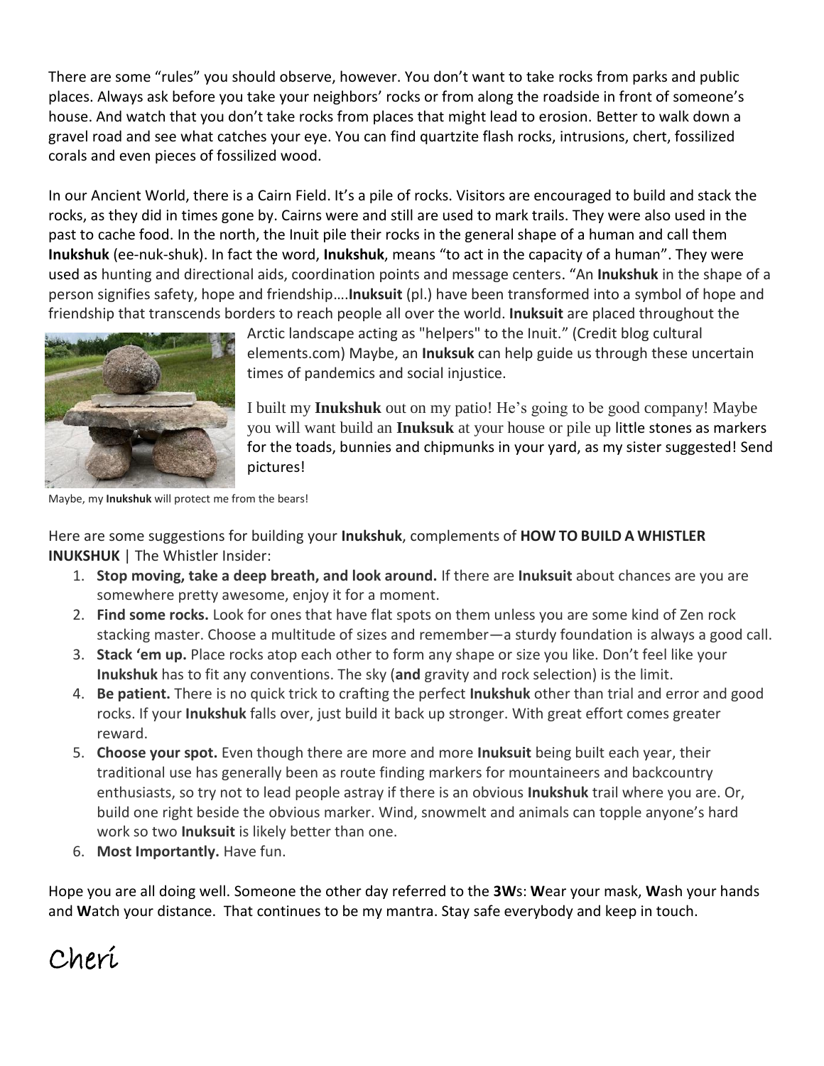There are some "rules" you should observe, however. You don't want to take rocks from parks and public places. Always ask before you take your neighbors' rocks or from along the roadside in front of someone's house. And watch that you don't take rocks from places that might lead to erosion. Better to walk down a gravel road and see what catches your eye. You can find quartzite flash rocks, intrusions, chert, fossilized corals and even pieces of fossilized wood.

In our Ancient World, there is a Cairn Field. It's a pile of rocks. Visitors are encouraged to build and stack the rocks, as they did in times gone by. Cairns were and still are used to mark trails. They were also used in the past to cache food. In the north, the Inuit pile their rocks in the general shape of a human and call them **Inukshuk** (ee-nuk-shuk). In fact the word, **Inukshuk**, means "to act in the capacity of a human". They were used as hunting and directional aids, coordination points and message centers. "An **Inukshuk** in the shape of a person signifies safety, hope and friendship….**Inuksuit** (pl.) have been transformed into a symbol of hope and friendship that transcends borders to reach people all over the world. **Inuksuit** are placed throughout the Arctic landscape acting as "helpers" to the Inuit." (Credit blog cultural elements.com) Maybe, an **Inuksuk** can help guide us through these uncertain times of pandemics and social injustice.

I built my **Inukshuk** out on my patio! He's going to be good company! Maybe you will want build an **Inuksuk** at your house or pile up little stones as markers for the toads, bunnies and chipmunks in your yard, as my sister suggested! Send pictures!

Maybe, my **Inukshuk** will protect me from the bears!

Here are some suggestions for building your **Inukshuk**, complements of **HOW TO BUILD A WHISTLER INUKSHUK** | The Whistler Insider:

1. **Stop moving, take a deep breath, and look around.** If there are **Inuksuit** about chances are you are somewhere pretty awesome, enjoy it for a moment.
2. **Find some rocks.** Look for ones that have flat spots on them unless you are some kind of Zen rock stacking master. Choose a multitude of sizes and remember—a sturdy foundation is always a good call.
3. **Stack 'em up.** Place rocks atop each other to form any shape or size you like. Don't feel like your **Inukshuk** has to fit any conventions. The sky (**and** gravity and rock selection) is the limit.
4. **Be patient.** There is no quick trick to crafting the perfect **Inukshuk** other than trial and error and good rocks. If your **Inukshuk** falls over, just build it back up stronger. With great effort comes greater reward.
5. **Choose your spot.** Even though there are more and more **Inuksuit** being built each year, their traditional use has generally been as route finding markers for mountaineers and backcountry enthusiasts, so try not to lead people astray if there is an obvious **Inukshuk** trail where you are. Or, build one right beside the obvious marker. Wind, snowmelt and animals can topple anyone's hard work so two **Inuksuit** is likely better than one.
6. **Most Importantly.** Have fun.

Hope you are all doing well. Someone the other day referred to the **3W**s: **W**ear your mask, **W**ash your hands and **W**atch your distance. That continues to be my mantra. Stay safe everybody and keep in touch.

Cheri